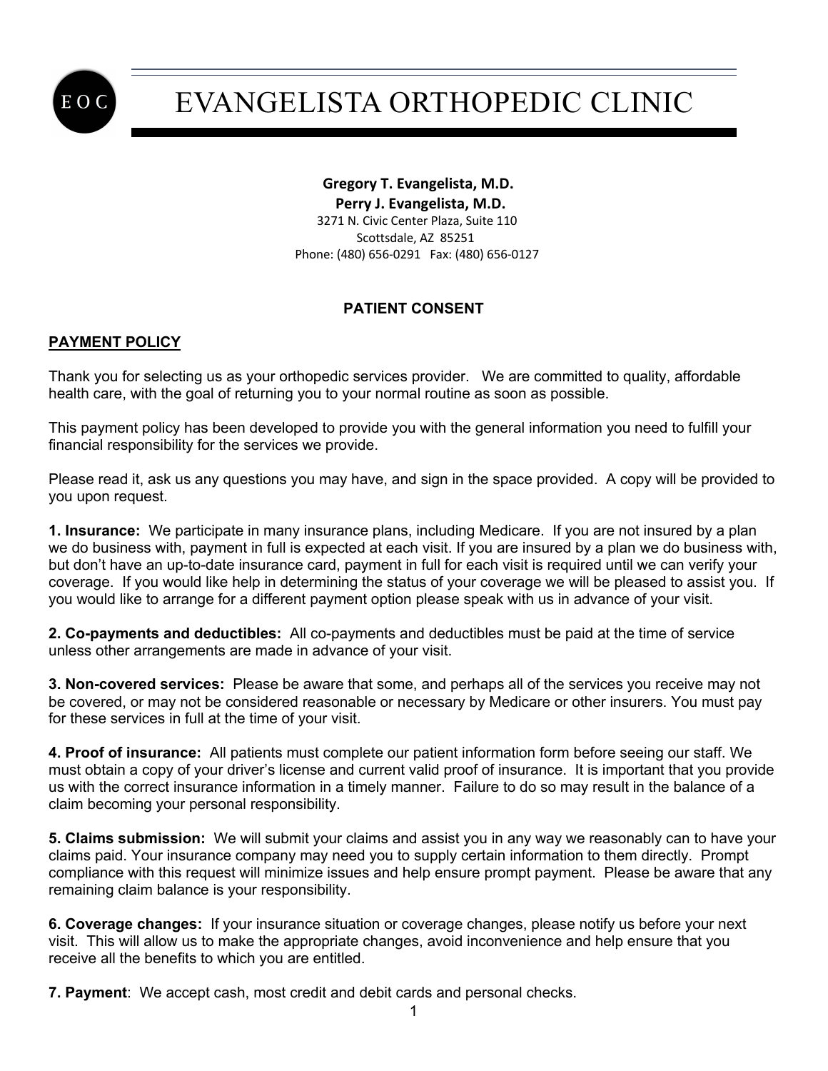# EVANGELISTA ORTHOPEDIC CLINIC

**Gregory T. Evangelista, M.D.**
**Perry J. Evangelista, M.D.**
3271 N. Civic Center Plaza, Suite 110
Scottsdale, AZ 85251
Phone: (480) 656-0291 Fax: (480) 656-0127

## PATIENT CONSENT

### PAYMENT POLICY

Thank you for selecting us as your orthopedic services provider. We are committed to quality, affordable health care, with the goal of returning you to your normal routine as soon as possible.

This payment policy has been developed to provide you with the general information you need to fulfill your financial responsibility for the services we provide.

Please read it, ask us any questions you may have, and sign in the space provided. A copy will be provided to you upon request.

**1. Insurance:** We participate in many insurance plans, including Medicare. If you are not insured by a plan we do business with, payment in full is expected at each visit. If you are insured by a plan we do business with, but don't have an up-to-date insurance card, payment in full for each visit is required until we can verify your coverage. If you would like help in determining the status of your coverage we will be pleased to assist you. If you would like to arrange for a different payment option please speak with us in advance of your visit.

**2. Co-payments and deductibles:** All co-payments and deductibles must be paid at the time of service unless other arrangements are made in advance of your visit.

**3. Non-covered services:** Please be aware that some, and perhaps all of the services you receive may not be covered, or may not be considered reasonable or necessary by Medicare or other insurers. You must pay for these services in full at the time of your visit.

**4. Proof of insurance:** All patients must complete our patient information form before seeing our staff. We must obtain a copy of your driver's license and current valid proof of insurance. It is important that you provide us with the correct insurance information in a timely manner. Failure to do so may result in the balance of a claim becoming your personal responsibility.

**5. Claims submission:** We will submit your claims and assist you in any way we reasonably can to have your claims paid. Your insurance company may need you to supply certain information to them directly. Prompt compliance with this request will minimize issues and help ensure prompt payment. Please be aware that any remaining claim balance is your responsibility.

**6. Coverage changes:** If your insurance situation or coverage changes, please notify us before your next visit. This will allow us to make the appropriate changes, avoid inconvenience and help ensure that you receive all the benefits to which you are entitled.

**7. Payment**: We accept cash, most credit and debit cards and personal checks.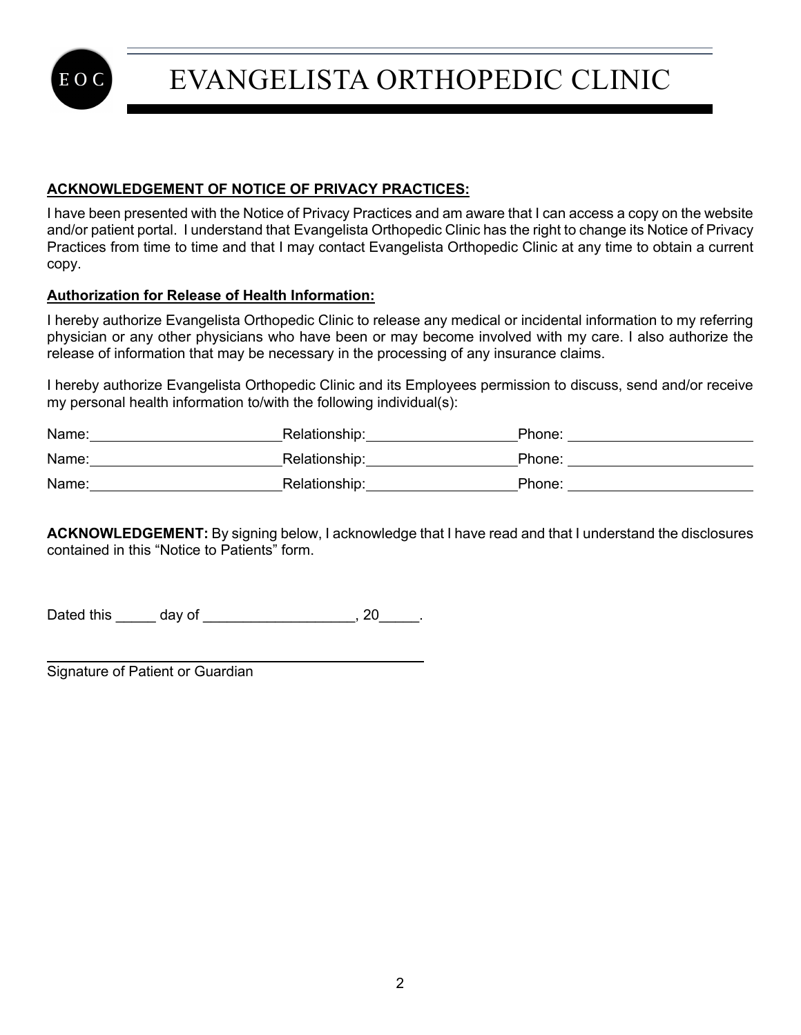# EVANGELISTA ORTHOPEDIC CLINIC

**ACKNOWLEDGEMENT OF NOTICE OF PRIVACY PRACTICES:**

I have been presented with the Notice of Privacy Practices and am aware that I can access a copy on the website and/or patient portal. I understand that Evangelista Orthopedic Clinic has the right to change its Notice of Privacy Practices from time to time and that I may contact Evangelista Orthopedic Clinic at any time to obtain a current copy.

**Authorization for Release of Health Information:**

I hereby authorize Evangelista Orthopedic Clinic to release any medical or incidental information to my referring physician or any other physicians who have been or may become involved with my care. I also authorize the release of information that may be necessary in the processing of any insurance claims.

I hereby authorize Evangelista Orthopedic Clinic and its Employees permission to discuss, send and/or receive my personal health information to/with the following individual(s):

Name:________________________ Relationship:__________________ Phone: ______________________

Name:________________________ Relationship:__________________ Phone: ______________________

Name:________________________ Relationship:__________________ Phone: ______________________

**ACKNOWLEDGEMENT:** By signing below, I acknowledge that I have read and that I understand the disclosures contained in this "Notice to Patients" form.

Dated this _____ day of __________________, 20_____.

_____________________________________________

Signature of Patient or Guardian